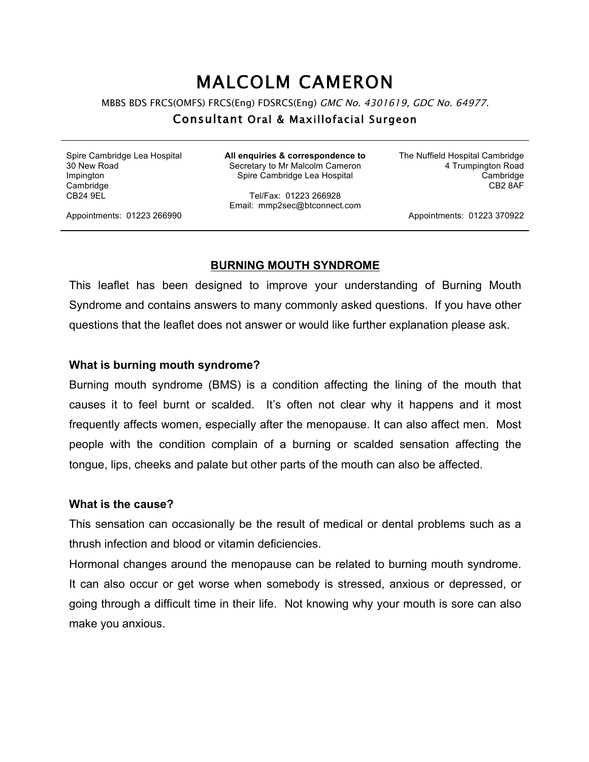# MALCOLM CAMERON

MBBS BDS FRCS(OMFS) FRCS(Eng) FDSRCS(Eng) *GMC No. 4301619, GDC No. 64977.*

## Consultant Oral & Maxillofacial Surgeon

Spire Cambridge Lea Hospital
30 New Road
Impington
Cambridge
CB24 9EL

Appointments: 01223 266990

**All enquiries & correspondence to**
Secretary to Mr Malcolm Cameron
Spire Cambridge Lea Hospital

Tel/Fax: 01223 266928
Email: mmp2sec@btconnect.com

The Nuffield Hospital Cambridge
4 Trumpington Road
Cambridge
CB2 8AF

Appointments: 01223 370922

---

## BURNING MOUTH SYNDROME

This leaflet has been designed to improve your understanding of Burning Mouth Syndrome and contains answers to many commonly asked questions. If you have other questions that the leaflet does not answer or would like further explanation please ask.

**What is burning mouth syndrome?**

Burning mouth syndrome (BMS) is a condition affecting the lining of the mouth that causes it to feel burnt or scalded. It's often not clear why it happens and it most frequently affects women, especially after the menopause. It can also affect men. Most people with the condition complain of a burning or scalded sensation affecting the tongue, lips, cheeks and palate but other parts of the mouth can also be affected.

**What is the cause?**

This sensation can occasionally be the result of medical or dental problems such as a thrush infection and blood or vitamin deficiencies.

Hormonal changes around the menopause can be related to burning mouth syndrome. It can also occur or get worse when somebody is stressed, anxious or depressed, or going through a difficult time in their life. Not knowing why your mouth is sore can also make you anxious.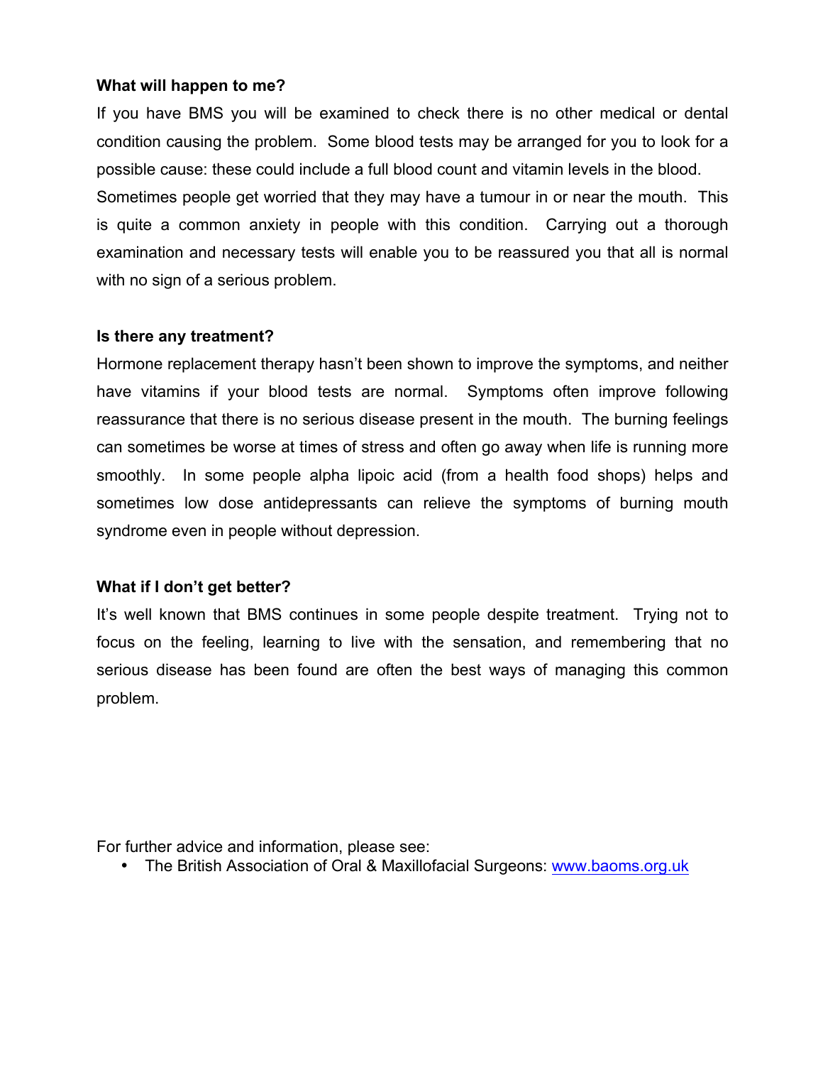**What will happen to me?**

If you have BMS you will be examined to check there is no other medical or dental condition causing the problem. Some blood tests may be arranged for you to look for a possible cause: these could include a full blood count and vitamin levels in the blood. Sometimes people get worried that they may have a tumour in or near the mouth. This is quite a common anxiety in people with this condition. Carrying out a thorough examination and necessary tests will enable you to be reassured you that all is normal with no sign of a serious problem.

**Is there any treatment?**

Hormone replacement therapy hasn't been shown to improve the symptoms, and neither have vitamins if your blood tests are normal. Symptoms often improve following reassurance that there is no serious disease present in the mouth. The burning feelings can sometimes be worse at times of stress and often go away when life is running more smoothly. In some people alpha lipoic acid (from a health food shops) helps and sometimes low dose antidepressants can relieve the symptoms of burning mouth syndrome even in people without depression.

**What if I don't get better?**

It's well known that BMS continues in some people despite treatment. Trying not to focus on the feeling, learning to live with the sensation, and remembering that no serious disease has been found are often the best ways of managing this common problem.

For further advice and information, please see:

- The British Association of Oral & Maxillofacial Surgeons: [www.baoms.org.uk](http://www.baoms.org.uk)